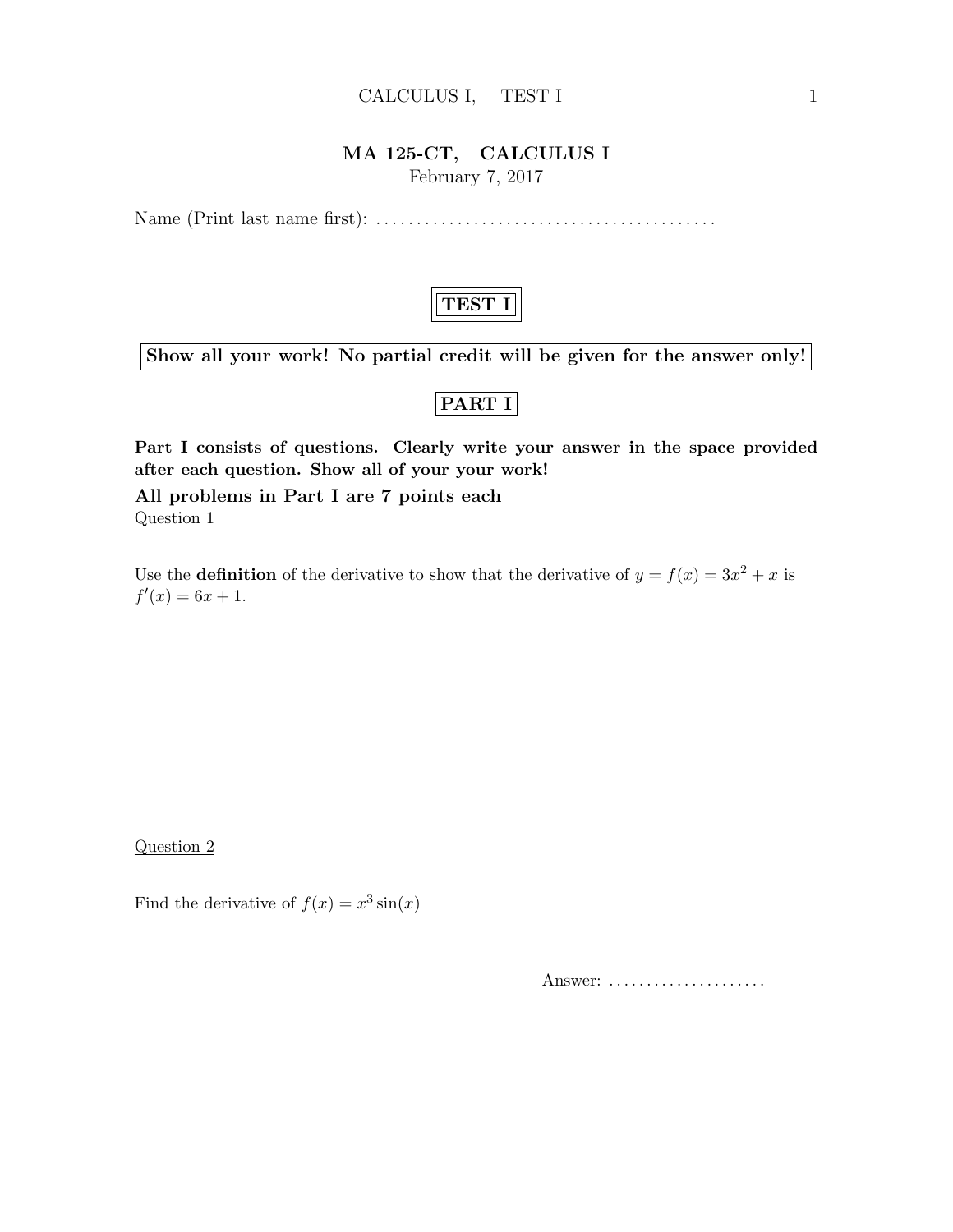# MA 125-CT, CALCULUS I

February 7, 2017

Name (Print last name first): .........................................

## TEST I

**Show all your work! No partial credit will be given for the answer only!**

## PART I

**Part I consists of questions. Clearly write your answer in the space provided after each question. Show all of your your work!**

**All problems in Part I are 7 points each**

Question 1

Use the **definition** of the derivative to show that the derivative of $y = f(x) = 3x^2 + x$ is $f'(x) = 6x + 1$.

Question 2

Find the derivative of $f(x) = x^3 \sin(x)$

Answer: .....................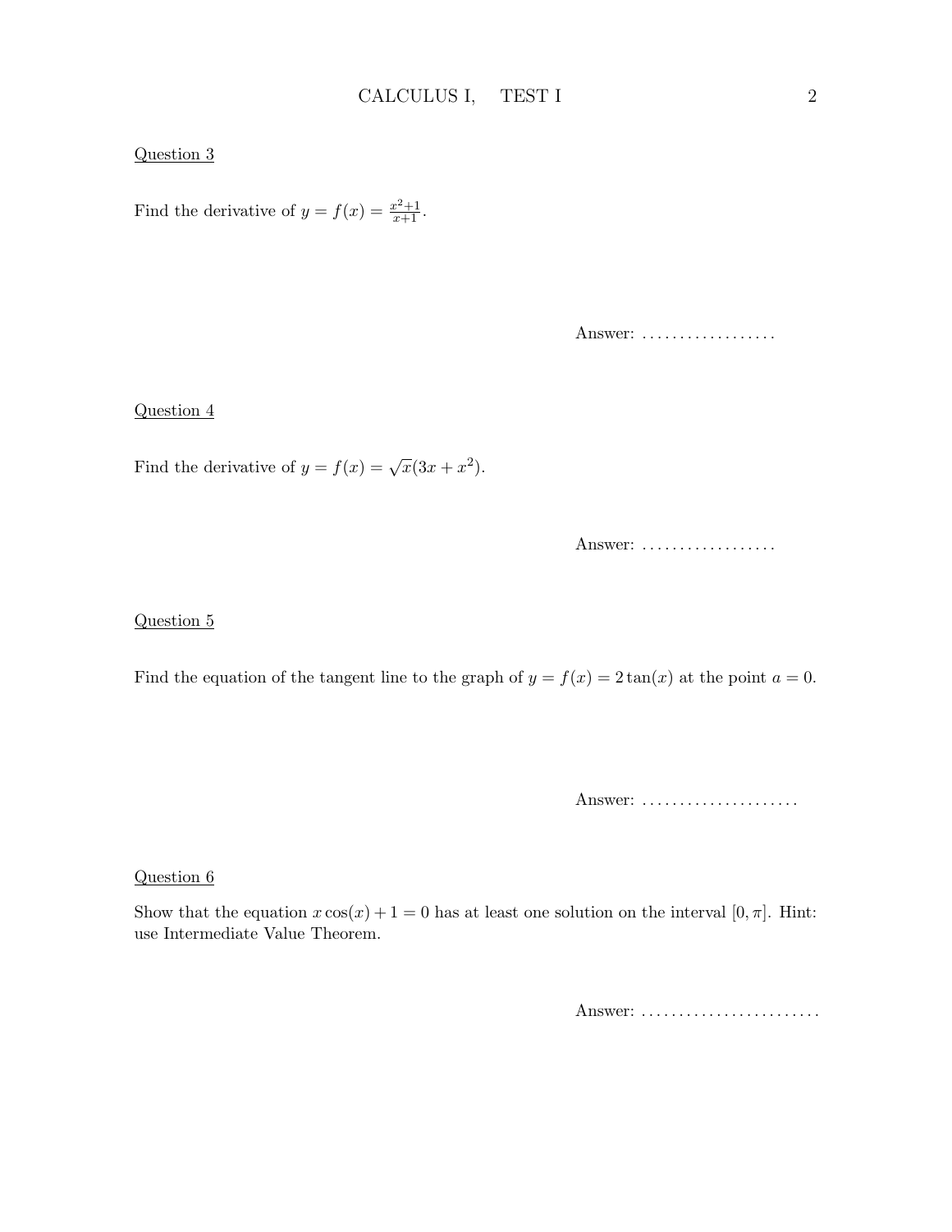Question 3

Find the derivative of $y = f(x) = \frac{x^2+1}{x+1}$.

Answer: ..................

Question 4

Find the derivative of $y = f(x) = \sqrt{x}(3x + x^2)$.

Answer: ..................

Question 5

Find the equation of the tangent line to the graph of $y = f(x) = 2\tan(x)$ at the point $a = 0$.

Answer: .....................

Question 6

Show that the equation $x\cos(x) + 1 = 0$ has at least one solution on the interval $[0, \pi]$. Hint: use Intermediate Value Theorem.

Answer: ........................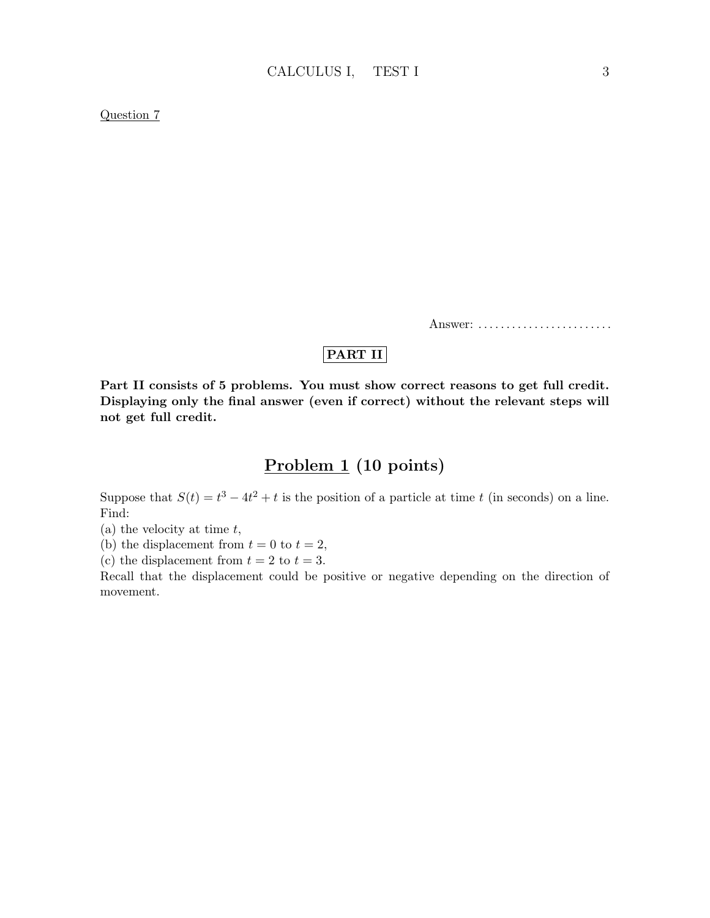Question 7

Answer: ........................

**PART II**

**Part II consists of 5 problems. You must show correct reasons to get full credit. Displaying only the final answer (even if correct) without the relevant steps will not get full credit.**

## Problem 1 (10 points)

Suppose that $S(t) = t^3 - 4t^2 + t$ is the position of a particle at time $t$ (in seconds) on a line. Find:
(a) the velocity at time $t$,
(b) the displacement from $t = 0$ to $t = 2$,
(c) the displacement from $t = 2$ to $t = 3$.
Recall that the displacement could be positive or negative depending on the direction of movement.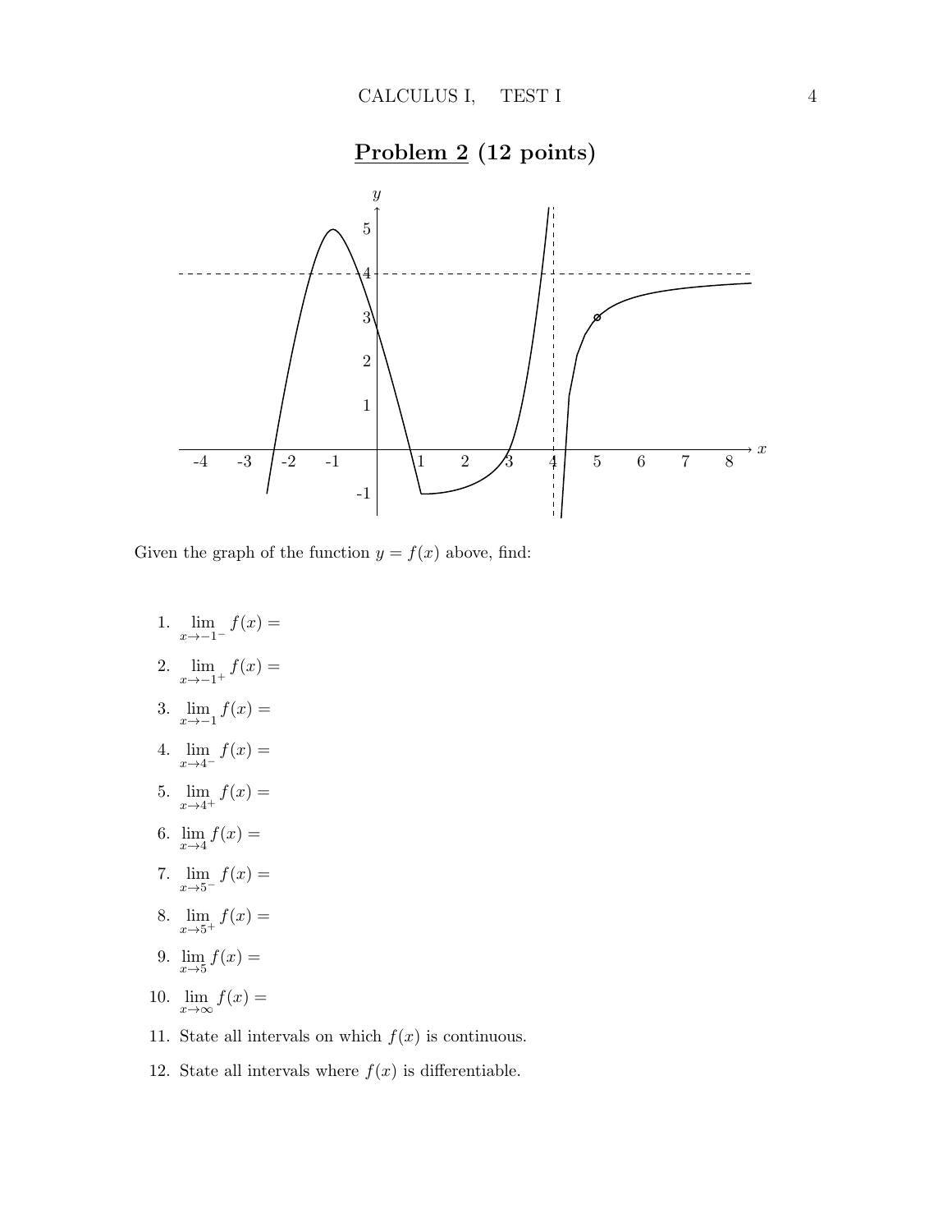## **Problem 2** (12 points)

Given the graph of the function $y = f(x)$ above, find:

1. $\lim_{x \to -1^-} f(x) =$
2. $\lim_{x \to -1^+} f(x) =$
3. $\lim_{x \to -1} f(x) =$
4. $\lim_{x \to 4^-} f(x) =$
5. $\lim_{x \to 4^+} f(x) =$
6. $\lim_{x \to 4} f(x) =$
7. $\lim_{x \to 5^-} f(x) =$
8. $\lim_{x \to 5^+} f(x) =$
9. $\lim_{x \to 5} f(x) =$
10. $\lim_{x \to \infty} f(x) =$
11. State all intervals on which $f(x)$ is continuous.
12. State all intervals where $f(x)$ is differentiable.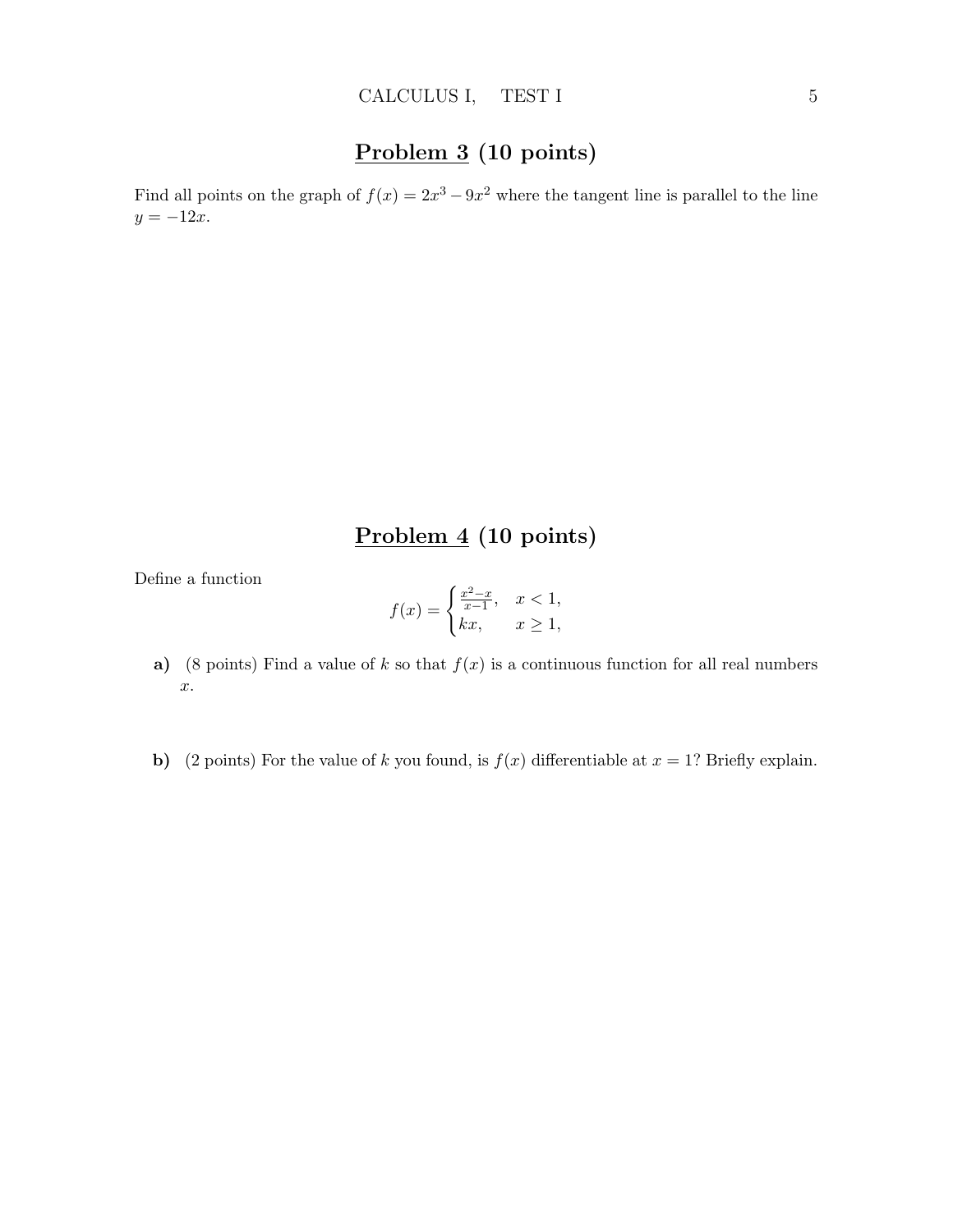## Problem 3 (10 points)

Find all points on the graph of $f(x) = 2x^3 - 9x^2$ where the tangent line is parallel to the line $y = -12x$.

## Problem 4 (10 points)

Define a function

$$f(x) = \begin{cases} \frac{x^2 - x}{x - 1}, & x < 1, \\ kx, & x \geq 1, \end{cases}$$

**a)** (8 points) Find a value of $k$ so that $f(x)$ is a continuous function for all real numbers $x$.

**b)** (2 points) For the value of $k$ you found, is $f(x)$ differentiable at $x = 1$? Briefly explain.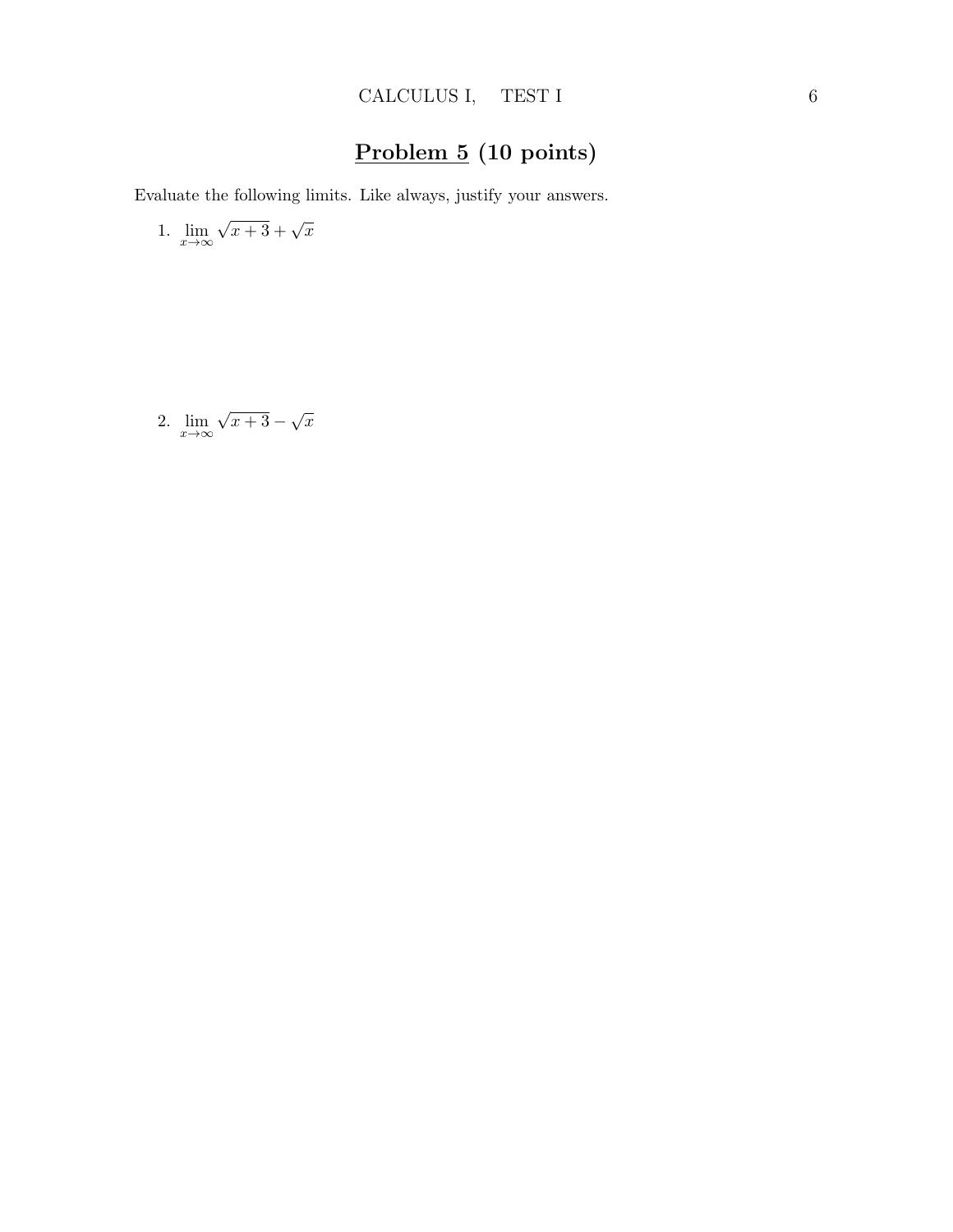## Problem 5 (10 points)

Evaluate the following limits. Like always, justify your answers.

1. $\lim_{x\to\infty} \sqrt{x+3}+\sqrt{x}$

2. $\lim_{x\to\infty} \sqrt{x+3}-\sqrt{x}$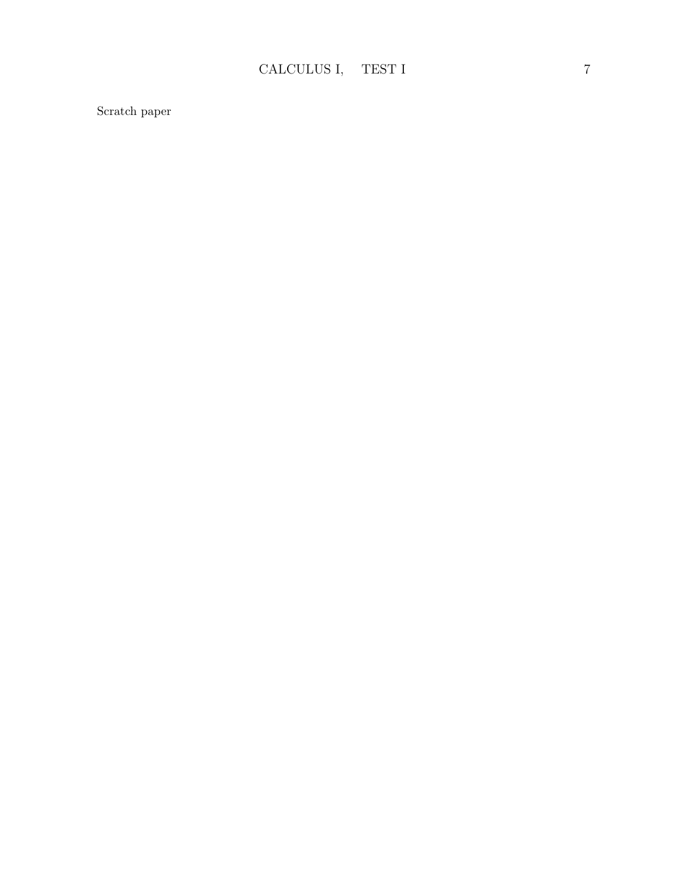Scratch paper